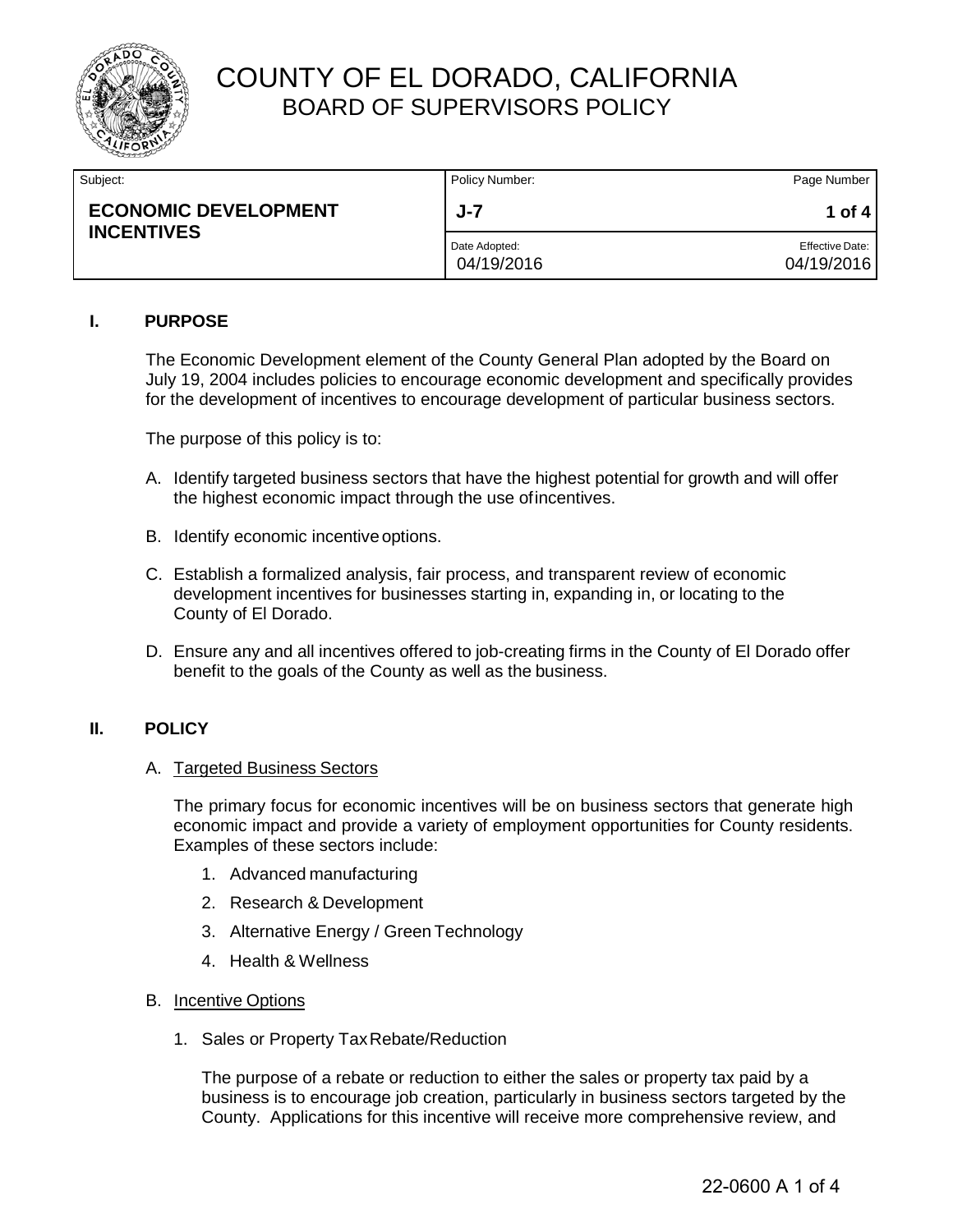# COUNTY OF EL DORADO, CALIFORNIA
## BOARD OF SUPERVISORS POLICY

| Subject: | Policy Number: | Page Number |
|---|---|---|
| **ECONOMIC DEVELOPMENT INCENTIVES** | **J-7** | **1 of 4** |
| | Date Adopted: 04/19/2016 | Effective Date: 04/19/2016 |

### I. PURPOSE

The Economic Development element of the County General Plan adopted by the Board on July 19, 2004 includes policies to encourage economic development and specifically provides for the development of incentives to encourage development of particular business sectors.

The purpose of this policy is to:

A. Identify targeted business sectors that have the highest potential for growth and will offer the highest economic impact through the use of incentives.

B. Identify economic incentive options.

C. Establish a formalized analysis, fair process, and transparent review of economic development incentives for businesses starting in, expanding in, or locating to the County of El Dorado.

D. Ensure any and all incentives offered to job-creating firms in the County of El Dorado offer benefit to the goals of the County as well as the business.

### II. POLICY

A. Targeted Business Sectors

The primary focus for economic incentives will be on business sectors that generate high economic impact and provide a variety of employment opportunities for County residents. Examples of these sectors include:

1. Advanced manufacturing
2. Research & Development
3. Alternative Energy / Green Technology
4. Health & Wellness

B. Incentive Options

1. Sales or Property Tax Rebate/Reduction

The purpose of a rebate or reduction to either the sales or property tax paid by a business is to encourage job creation, particularly in business sectors targeted by the County. Applications for this incentive will receive more comprehensive review, and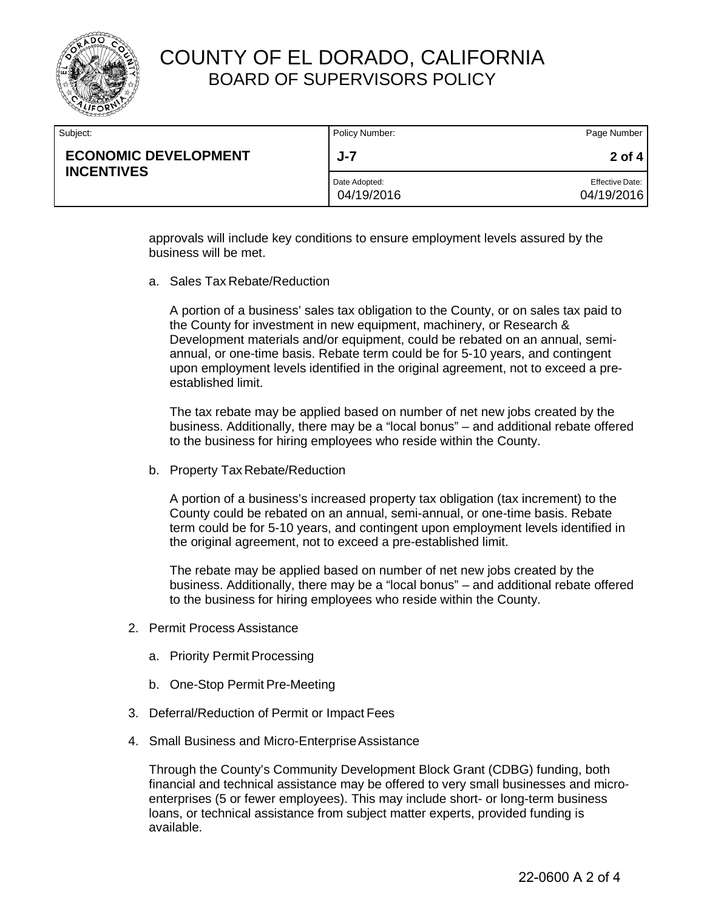approvals will include key conditions to ensure employment levels assured by the business will be met.

a. Sales Tax Rebate/Reduction

   A portion of a business' sales tax obligation to the County, or on sales tax paid to the County for investment in new equipment, machinery, or Research & Development materials and/or equipment, could be rebated on an annual, semi-annual, or one-time basis. Rebate term could be for 5-10 years, and contingent upon employment levels identified in the original agreement, not to exceed a pre-established limit.

   The tax rebate may be applied based on number of net new jobs created by the business. Additionally, there may be a "local bonus" – and additional rebate offered to the business for hiring employees who reside within the County.

b. Property Tax Rebate/Reduction

   A portion of a business's increased property tax obligation (tax increment) to the County could be rebated on an annual, semi-annual, or one-time basis. Rebate term could be for 5-10 years, and contingent upon employment levels identified in the original agreement, not to exceed a pre-established limit.

   The rebate may be applied based on number of net new jobs created by the business. Additionally, there may be a "local bonus" – and additional rebate offered to the business for hiring employees who reside within the County.

2. Permit Process Assistance

   a. Priority Permit Processing

   b. One-Stop Permit Pre-Meeting

3. Deferral/Reduction of Permit or Impact Fees

4. Small Business and Micro-Enterprise Assistance

   Through the County's Community Development Block Grant (CDBG) funding, both financial and technical assistance may be offered to very small businesses and micro-enterprises (5 or fewer employees). This may include short- or long-term business loans, or technical assistance from subject matter experts, provided funding is available.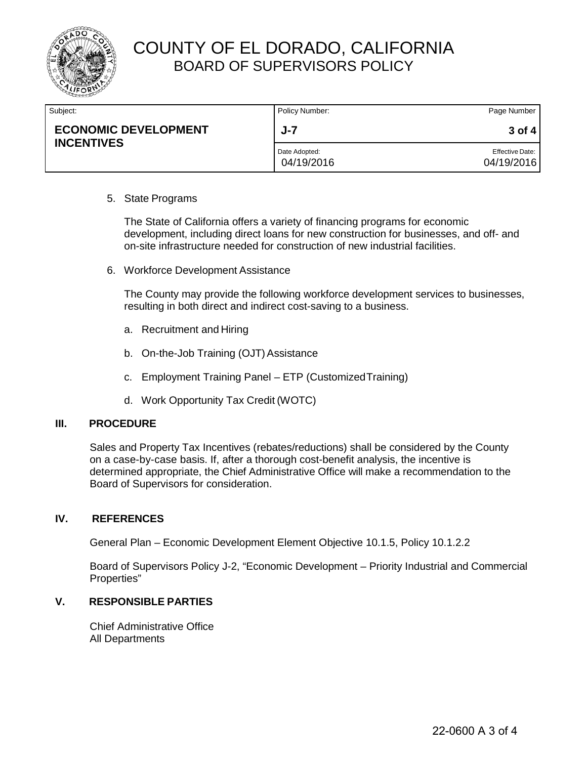5. State Programs

   The State of California offers a variety of financing programs for economic development, including direct loans for new construction for businesses, and off- and on-site infrastructure needed for construction of new industrial facilities.

6. Workforce Development Assistance

   The County may provide the following workforce development services to businesses, resulting in both direct and indirect cost-saving to a business.

   a. Recruitment and Hiring

   b. On-the-Job Training (OJT) Assistance

   c. Employment Training Panel – ETP (Customized Training)

   d. Work Opportunity Tax Credit (WOTC)

## III. PROCEDURE

Sales and Property Tax Incentives (rebates/reductions) shall be considered by the County on a case-by-case basis. If, after a thorough cost-benefit analysis, the incentive is determined appropriate, the Chief Administrative Office will make a recommendation to the Board of Supervisors for consideration.

## IV. REFERENCES

General Plan – Economic Development Element Objective 10.1.5, Policy 10.1.2.2

Board of Supervisors Policy J-2, "Economic Development – Priority Industrial and Commercial Properties"

## V. RESPONSIBLE PARTIES

Chief Administrative Office
All Departments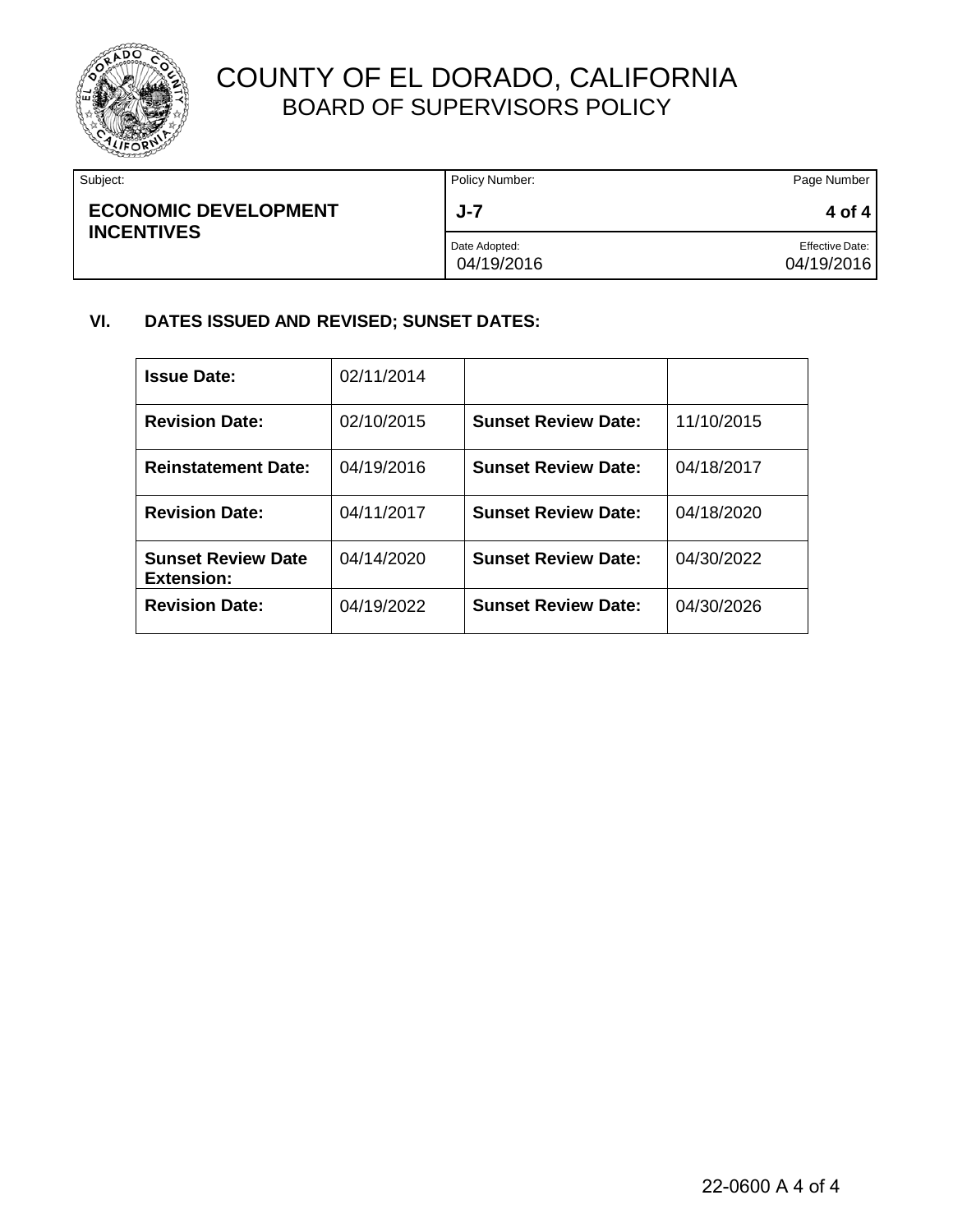# COUNTY OF EL DORADO, CALIFORNIA
## BOARD OF SUPERVISORS POLICY

| Subject: | Policy Number: | Page Number |
|---|---|---|
| **ECONOMIC DEVELOPMENT INCENTIVES** | **J-7** | **4 of 4** |
| | Date Adopted: 04/19/2016 | Effective Date: 04/19/2016 |

### VI. DATES ISSUED AND REVISED; SUNSET DATES:

| | | | |
|---|---|---|---|
| **Issue Date:** | 02/11/2014 | | |
| **Revision Date:** | 02/10/2015 | **Sunset Review Date:** | 11/10/2015 |
| **Reinstatement Date:** | 04/19/2016 | **Sunset Review Date:** | 04/18/2017 |
| **Revision Date:** | 04/11/2017 | **Sunset Review Date:** | 04/18/2020 |
| **Sunset Review Date Extension:** | 04/14/2020 | **Sunset Review Date:** | 04/30/2022 |
| **Revision Date:** | 04/19/2022 | **Sunset Review Date:** | 04/30/2026 |